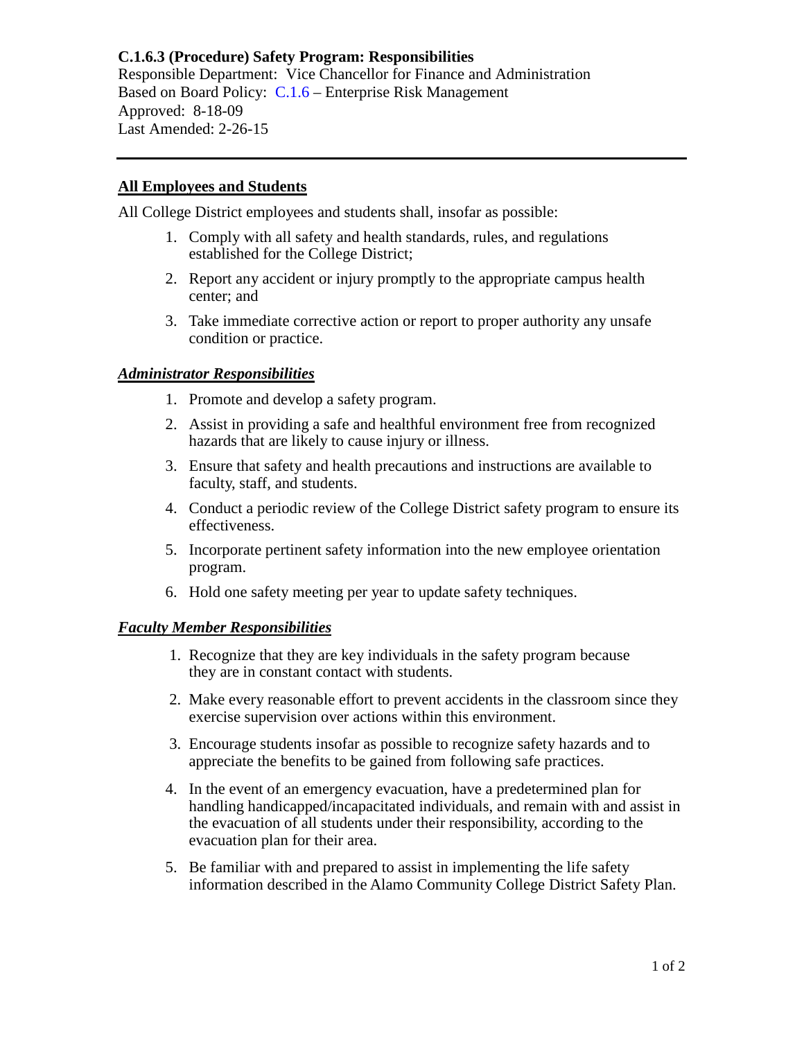**C.1.6.3 (Procedure) Safety Program: Responsibilities**
Responsible Department: Vice Chancellor for Finance and Administration
Based on Board Policy: C.1.6 – Enterprise Risk Management
Approved: 8-18-09
Last Amended: 2-26-15

---

## All Employees and Students

All College District employees and students shall, insofar as possible:

1. Comply with all safety and health standards, rules, and regulations established for the College District;
2. Report any accident or injury promptly to the appropriate campus health center; and
3. Take immediate corrective action or report to proper authority any unsafe condition or practice.

## *Administrator Responsibilities*

1. Promote and develop a safety program.
2. Assist in providing a safe and healthful environment free from recognized hazards that are likely to cause injury or illness.
3. Ensure that safety and health precautions and instructions are available to faculty, staff, and students.
4. Conduct a periodic review of the College District safety program to ensure its effectiveness.
5. Incorporate pertinent safety information into the new employee orientation program.
6. Hold one safety meeting per year to update safety techniques.

## *Faculty Member Responsibilities*

1. Recognize that they are key individuals in the safety program because they are in constant contact with students.
2. Make every reasonable effort to prevent accidents in the classroom since they exercise supervision over actions within this environment.
3. Encourage students insofar as possible to recognize safety hazards and to appreciate the benefits to be gained from following safe practices.
4. In the event of an emergency evacuation, have a predetermined plan for handling handicapped/incapacitated individuals, and remain with and assist in the evacuation of all students under their responsibility, according to the evacuation plan for their area.
5. Be familiar with and prepared to assist in implementing the life safety information described in the Alamo Community College District Safety Plan.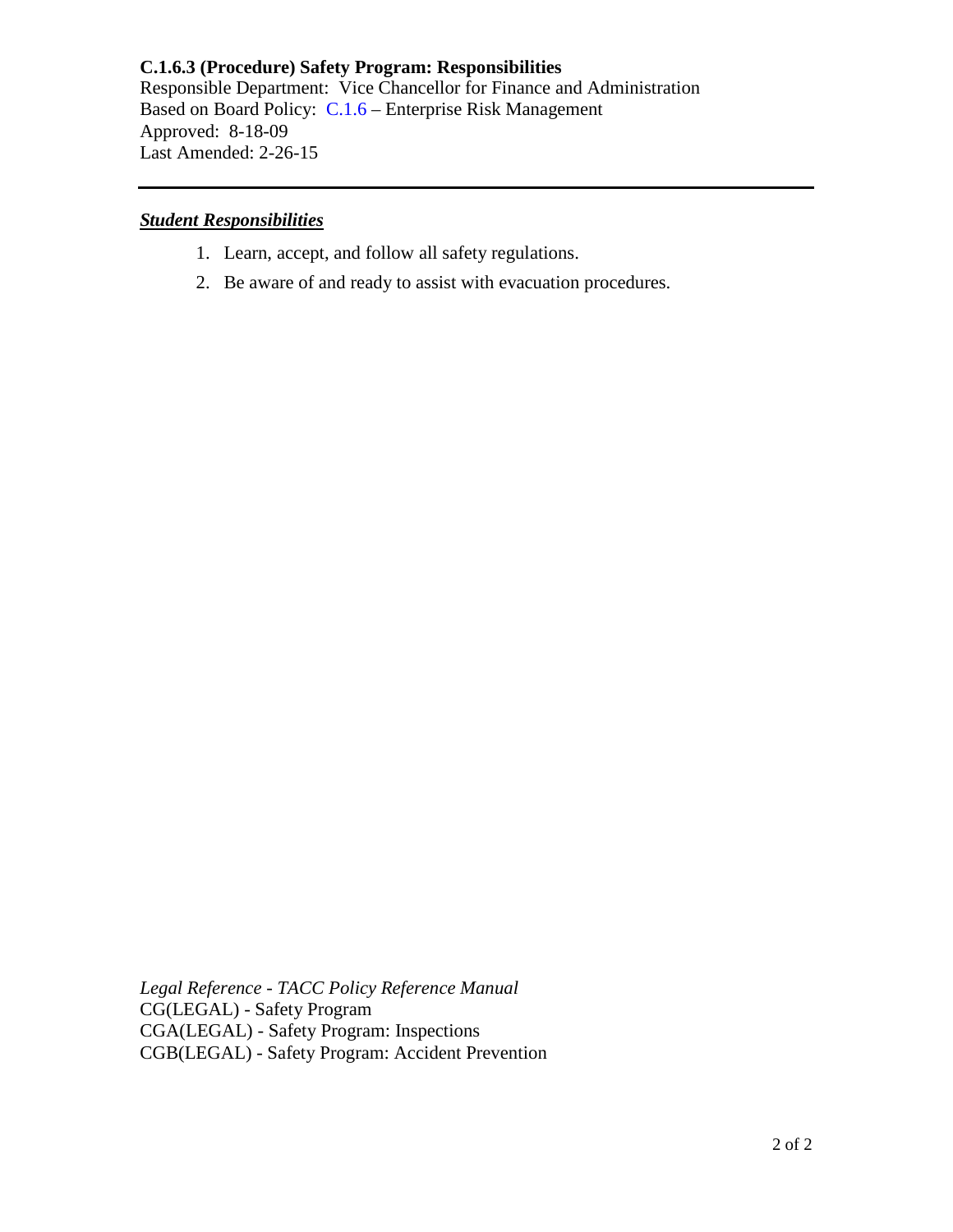**C.1.6.3 (Procedure) Safety Program: Responsibilities**
Responsible Department: Vice Chancellor for Finance and Administration
Based on Board Policy: C.1.6 – Enterprise Risk Management
Approved: 8-18-09
Last Amended: 2-26-15

---

***Student Responsibilities***

1. Learn, accept, and follow all safety regulations.
2. Be aware of and ready to assist with evacuation procedures.

*Legal Reference - TACC Policy Reference Manual*
CG(LEGAL) - Safety Program
CGA(LEGAL) - Safety Program: Inspections
CGB(LEGAL) - Safety Program: Accident Prevention